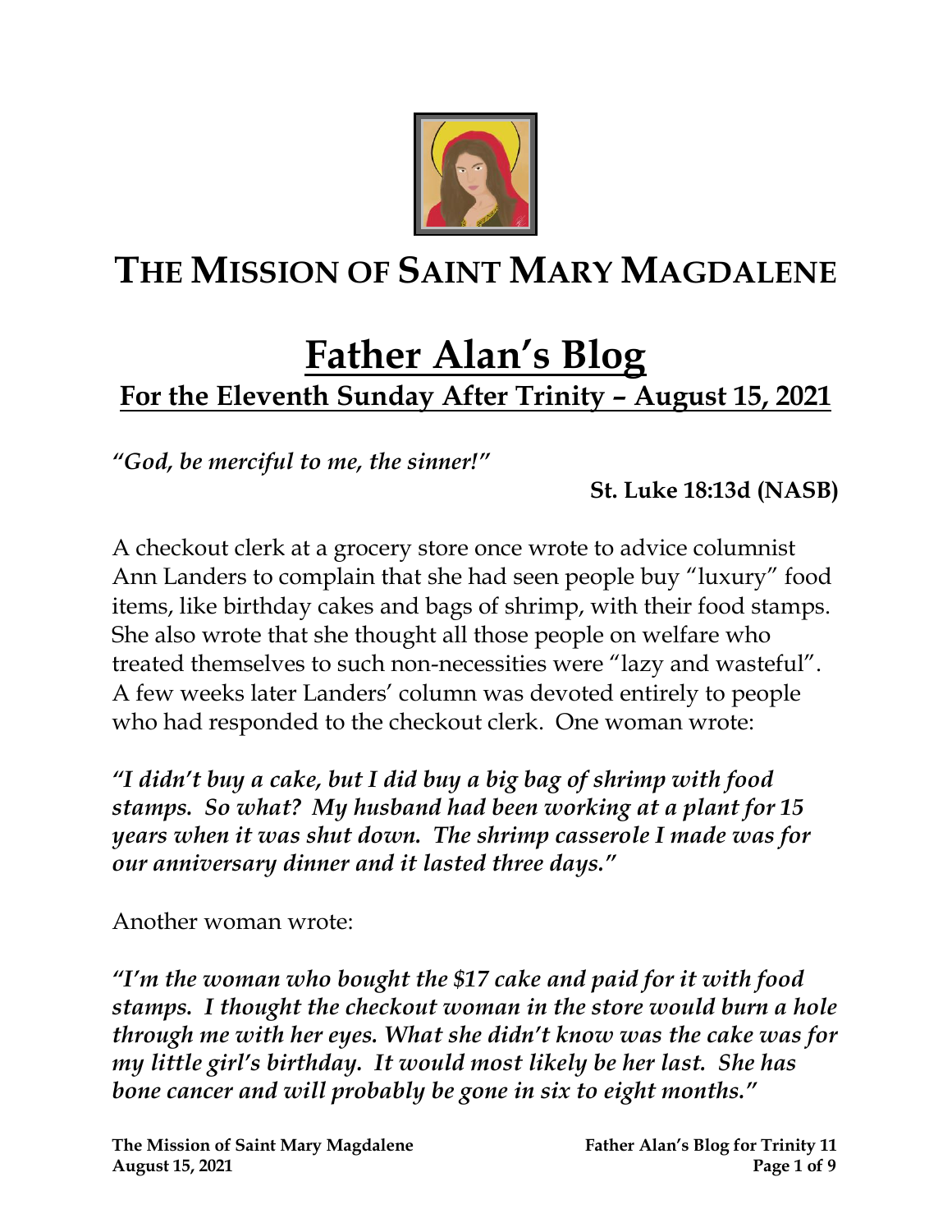# THE MISSION OF SAINT MARY MAGDALENE

# Father Alan's Blog

## For the Eleventh Sunday After Trinity – August 15, 2021

*"God, be merciful to me, the sinner!"*

**St. Luke 18:13d (NASB)**

A checkout clerk at a grocery store once wrote to advice columnist Ann Landers to complain that she had seen people buy "luxury" food items, like birthday cakes and bags of shrimp, with their food stamps. She also wrote that she thought all those people on welfare who treated themselves to such non-necessities were "lazy and wasteful". A few weeks later Landers' column was devoted entirely to people who had responded to the checkout clerk. One woman wrote:

***"I didn't buy a cake, but I did buy a big bag of shrimp with food stamps. So what? My husband had been working at a plant for 15 years when it was shut down. The shrimp casserole I made was for our anniversary dinner and it lasted three days."***

Another woman wrote:

***"I'm the woman who bought the $17 cake and paid for it with food stamps. I thought the checkout woman in the store would burn a hole through me with her eyes. What she didn't know was the cake was for my little girl's birthday. It would most likely be her last. She has bone cancer and will probably be gone in six to eight months."***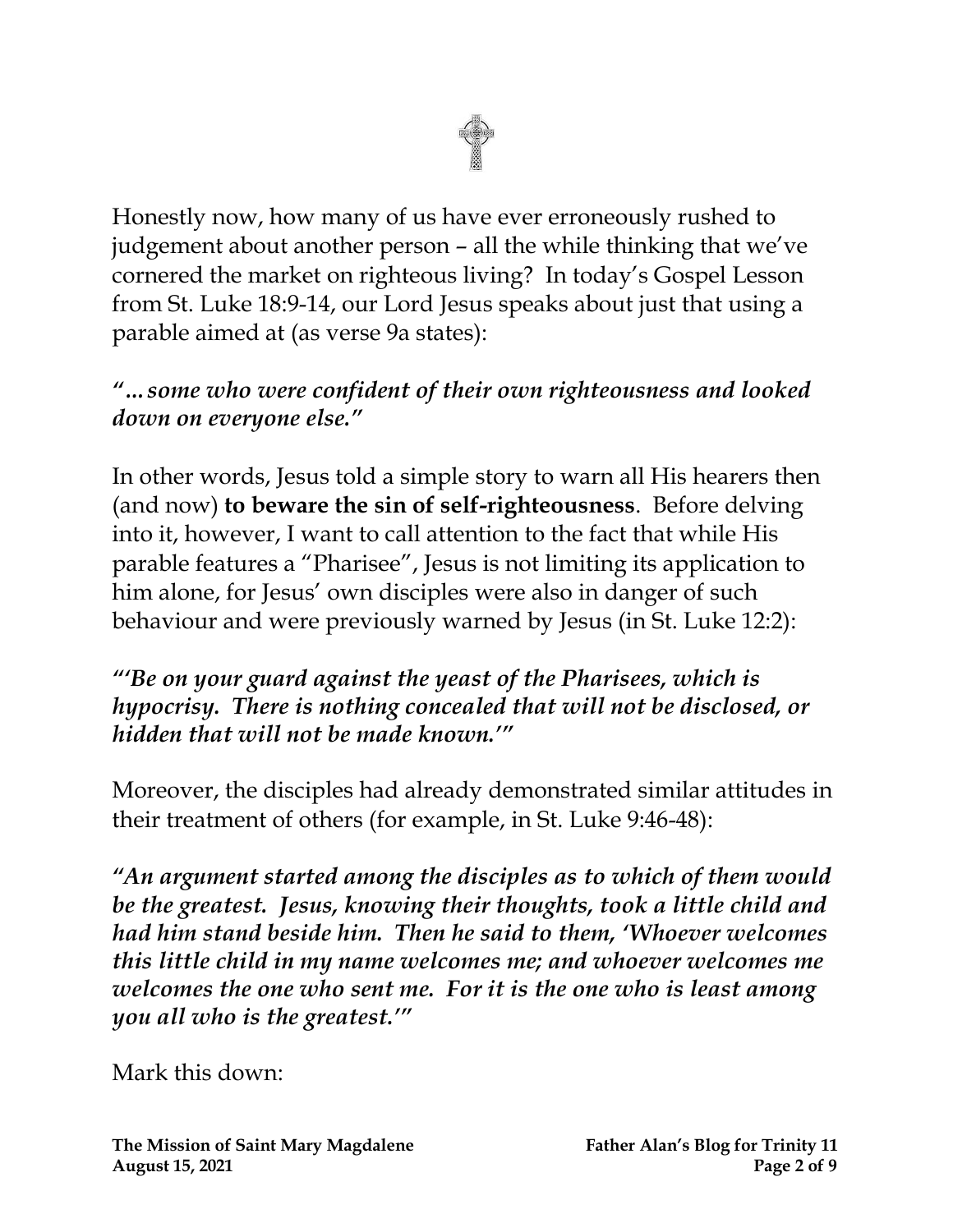Honestly now, how many of us have ever erroneously rushed to judgement about another person – all the while thinking that we've cornered the market on righteous living? In today's Gospel Lesson from St. Luke 18:9-14, our Lord Jesus speaks about just that using a parable aimed at (as verse 9a states):

***"…some who were confident of their own righteousness and looked down on everyone else."***

In other words, Jesus told a simple story to warn all His hearers then (and now) **to beware the sin of self-righteousness**. Before delving into it, however, I want to call attention to the fact that while His parable features a "Pharisee", Jesus is not limiting its application to him alone, for Jesus' own disciples were also in danger of such behaviour and were previously warned by Jesus (in St. Luke 12:2):

***"'Be on your guard against the yeast of the Pharisees, which is hypocrisy. There is nothing concealed that will not be disclosed, or hidden that will not be made known.'"***

Moreover, the disciples had already demonstrated similar attitudes in their treatment of others (for example, in St. Luke 9:46-48):

***"An argument started among the disciples as to which of them would be the greatest. Jesus, knowing their thoughts, took a little child and had him stand beside him. Then he said to them, 'Whoever welcomes this little child in my name welcomes me; and whoever welcomes me welcomes the one who sent me. For it is the one who is least among you all who is the greatest.'"***

Mark this down: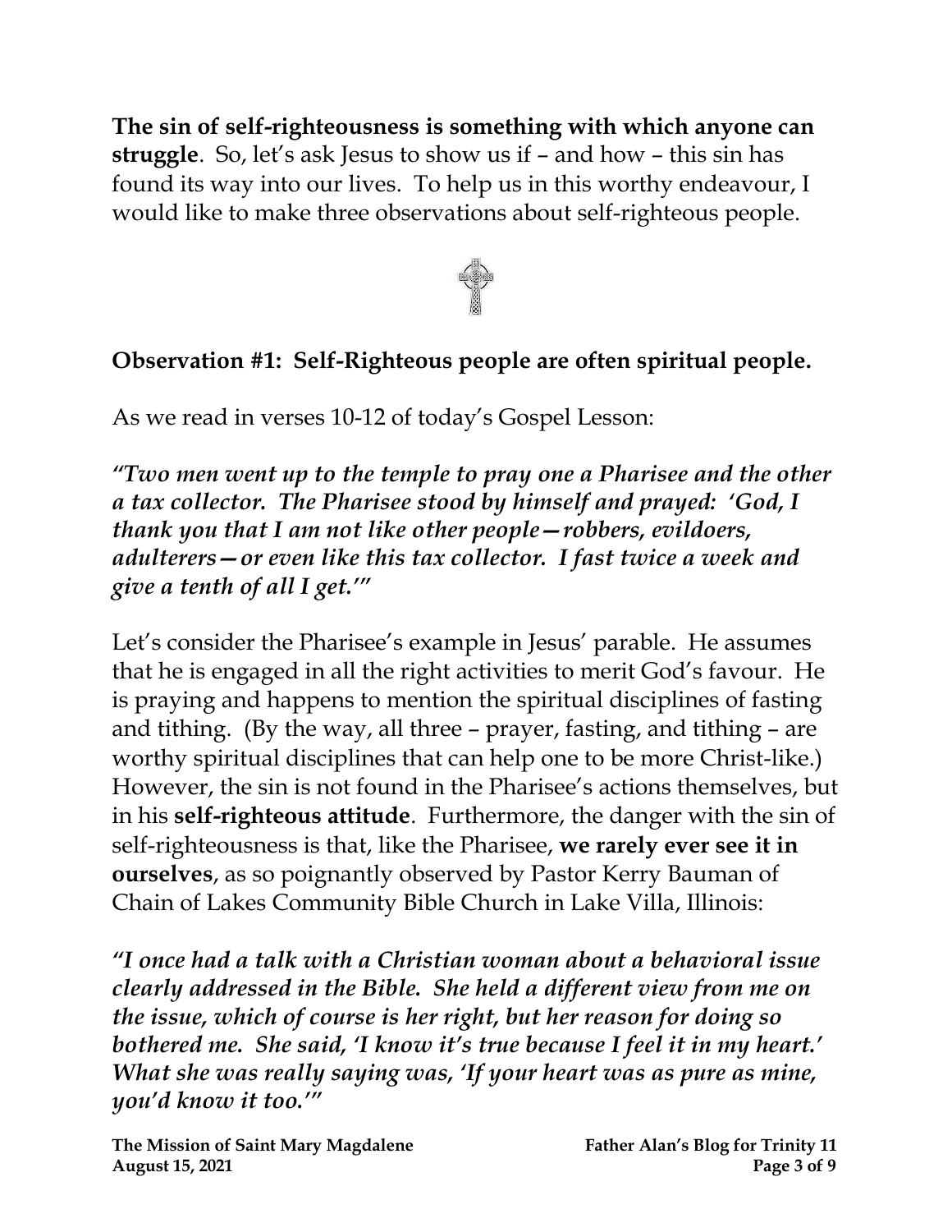**The sin of self-righteousness is something with which anyone can struggle**. So, let's ask Jesus to show us if – and how – this sin has found its way into our lives. To help us in this worthy endeavour, I would like to make three observations about self-righteous people.

**Observation #1: Self-Righteous people are often spiritual people.**

As we read in verses 10-12 of today's Gospel Lesson:

***"Two men went up to the temple to pray one a Pharisee and the other a tax collector. The Pharisee stood by himself and prayed: 'God, I thank you that I am not like other people—robbers, evildoers, adulterers—or even like this tax collector. I fast twice a week and give a tenth of all I get.'"***

Let's consider the Pharisee's example in Jesus' parable. He assumes that he is engaged in all the right activities to merit God's favour. He is praying and happens to mention the spiritual disciplines of fasting and tithing. (By the way, all three – prayer, fasting, and tithing – are worthy spiritual disciplines that can help one to be more Christ-like.) However, the sin is not found in the Pharisee's actions themselves, but in his **self-righteous attitude**. Furthermore, the danger with the sin of self-righteousness is that, like the Pharisee, **we rarely ever see it in ourselves**, as so poignantly observed by Pastor Kerry Bauman of Chain of Lakes Community Bible Church in Lake Villa, Illinois:

***"I once had a talk with a Christian woman about a behavioral issue clearly addressed in the Bible. She held a different view from me on the issue, which of course is her right, but her reason for doing so bothered me. She said, 'I know it's true because I feel it in my heart.' What she was really saying was, 'If your heart was as pure as mine, you'd know it too.'"***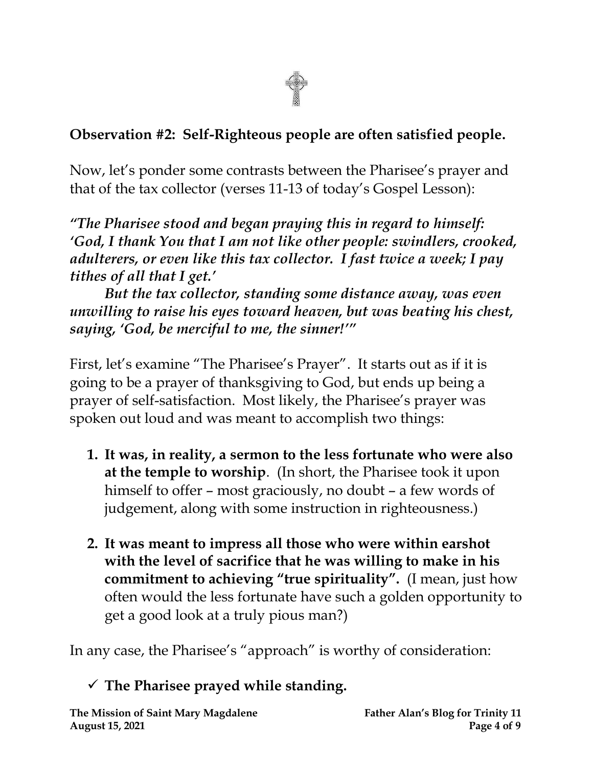## Observation #2: Self-Righteous people are often satisfied people.

Now, let's ponder some contrasts between the Pharisee's prayer and that of the tax collector (verses 11-13 of today's Gospel Lesson):

***"The Pharisee stood and began praying this in regard to himself: 'God, I thank You that I am not like other people: swindlers, crooked, adulterers, or even like this tax collector. I fast twice a week; I pay tithes of all that I get.'***

***But the tax collector, standing some distance away, was even unwilling to raise his eyes toward heaven, but was beating his chest, saying, 'God, be merciful to me, the sinner!'"***

First, let's examine "The Pharisee's Prayer". It starts out as if it is going to be a prayer of thanksgiving to God, but ends up being a prayer of self-satisfaction. Most likely, the Pharisee's prayer was spoken out loud and was meant to accomplish two things:

1. **It was, in reality, a sermon to the less fortunate who were also at the temple to worship**. (In short, the Pharisee took it upon himself to offer – most graciously, no doubt – a few words of judgement, along with some instruction in righteousness.)
2. **It was meant to impress all those who were within earshot with the level of sacrifice that he was willing to make in his commitment to achieving "true spirituality".** (I mean, just how often would the less fortunate have such a golden opportunity to get a good look at a truly pious man?)

In any case, the Pharisee's "approach" is worthy of consideration:

- ✓ **The Pharisee prayed while standing.**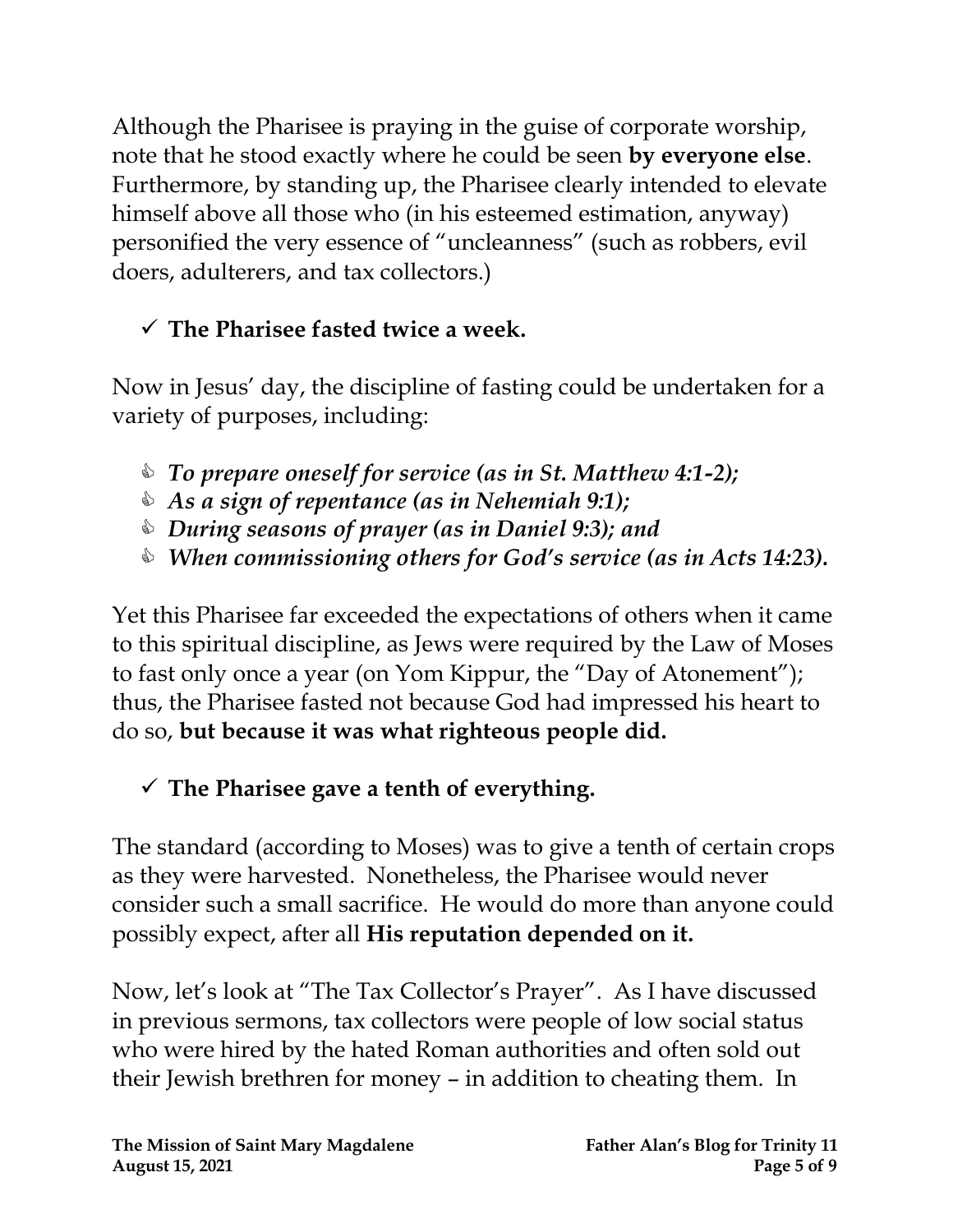Although the Pharisee is praying in the guise of corporate worship, note that he stood exactly where he could be seen **by everyone else**. Furthermore, by standing up, the Pharisee clearly intended to elevate himself above all those who (in his esteemed estimation, anyway) personified the very essence of "uncleanness" (such as robbers, evil doers, adulterers, and tax collectors.)

- ✓ **The Pharisee fasted twice a week.**

Now in Jesus' day, the discipline of fasting could be undertaken for a variety of purposes, including:

- ***To prepare oneself for service (as in St. Matthew 4:1-2);***
- ***As a sign of repentance (as in Nehemiah 9:1);***
- ***During seasons of prayer (as in Daniel 9:3); and***
- ***When commissioning others for God's service (as in Acts 14:23).***

Yet this Pharisee far exceeded the expectations of others when it came to this spiritual discipline, as Jews were required by the Law of Moses to fast only once a year (on Yom Kippur, the "Day of Atonement"); thus, the Pharisee fasted not because God had impressed his heart to do so, **but because it was what righteous people did.**

- ✓ **The Pharisee gave a tenth of everything.**

The standard (according to Moses) was to give a tenth of certain crops as they were harvested. Nonetheless, the Pharisee would never consider such a small sacrifice. He would do more than anyone could possibly expect, after all **His reputation depended on it.**

Now, let's look at "The Tax Collector's Prayer". As I have discussed in previous sermons, tax collectors were people of low social status who were hired by the hated Roman authorities and often sold out their Jewish brethren for money – in addition to cheating them. In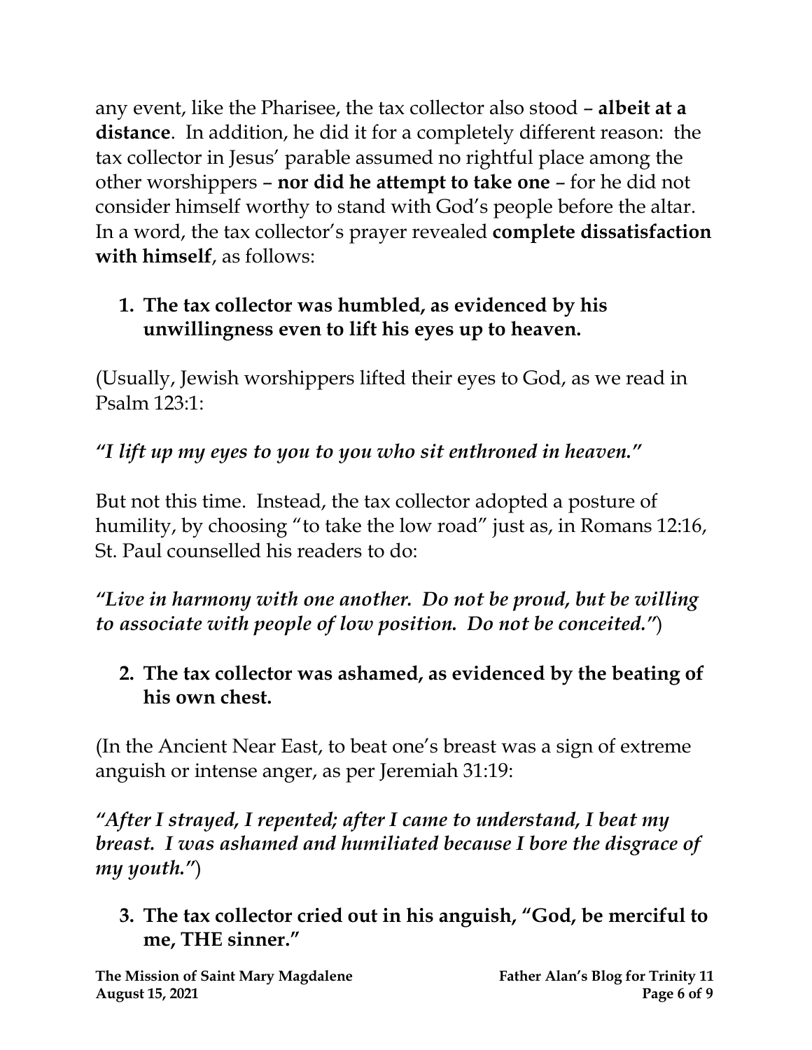any event, like the Pharisee, the tax collector also stood – **albeit at a distance**. In addition, he did it for a completely different reason: the tax collector in Jesus' parable assumed no rightful place among the other worshippers – **nor did he attempt to take one** – for he did not consider himself worthy to stand with God's people before the altar. In a word, the tax collector's prayer revealed **complete dissatisfaction with himself**, as follows:

1. **The tax collector was humbled, as evidenced by his unwillingness even to lift his eyes up to heaven.**

(Usually, Jewish worshippers lifted their eyes to God, as we read in Psalm 123:1:

***"I lift up my eyes to you to you who sit enthroned in heaven."***

But not this time. Instead, the tax collector adopted a posture of humility, by choosing "to take the low road" just as, in Romans 12:16, St. Paul counselled his readers to do:

***"Live in harmony with one another. Do not be proud, but be willing to associate with people of low position. Do not be conceited."***)

2. **The tax collector was ashamed, as evidenced by the beating of his own chest.**

(In the Ancient Near East, to beat one's breast was a sign of extreme anguish or intense anger, as per Jeremiah 31:19:

***"After I strayed, I repented; after I came to understand, I beat my breast. I was ashamed and humiliated because I bore the disgrace of my youth."***)

3. **The tax collector cried out in his anguish, "God, be merciful to me, THE sinner."**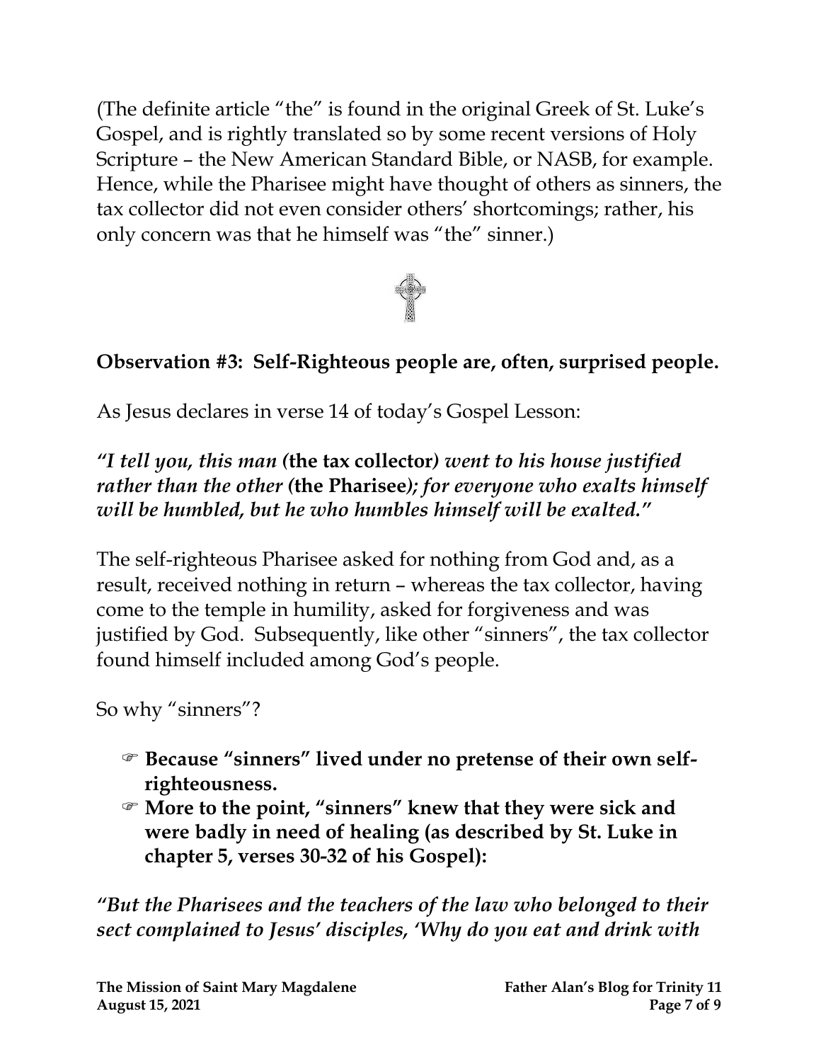(The definite article "the" is found in the original Greek of St. Luke's Gospel, and is rightly translated so by some recent versions of Holy Scripture – the New American Standard Bible, or NASB, for example. Hence, while the Pharisee might have thought of others as sinners, the tax collector did not even consider others' shortcomings; rather, his only concern was that he himself was "the" sinner.)

**Observation #3: Self-Righteous people are, often, surprised people.**

As Jesus declares in verse 14 of today's Gospel Lesson:

***"I tell you, this man (*****the tax collector*****) went to his house justified rather than the other (*****the Pharisee*****); for everyone who exalts himself will be humbled, but he who humbles himself will be exalted."***

The self-righteous Pharisee asked for nothing from God and, as a result, received nothing in return – whereas the tax collector, having come to the temple in humility, asked for forgiveness and was justified by God. Subsequently, like other "sinners", the tax collector found himself included among God's people.

So why "sinners"?

- ☞ **Because "sinners" lived under no pretense of their own self-righteousness.**
- ☞ **More to the point, "sinners" knew that they were sick and were badly in need of healing (as described by St. Luke in chapter 5, verses 30-32 of his Gospel):**

***"But the Pharisees and the teachers of the law who belonged to their sect complained to Jesus' disciples, 'Why do you eat and drink with***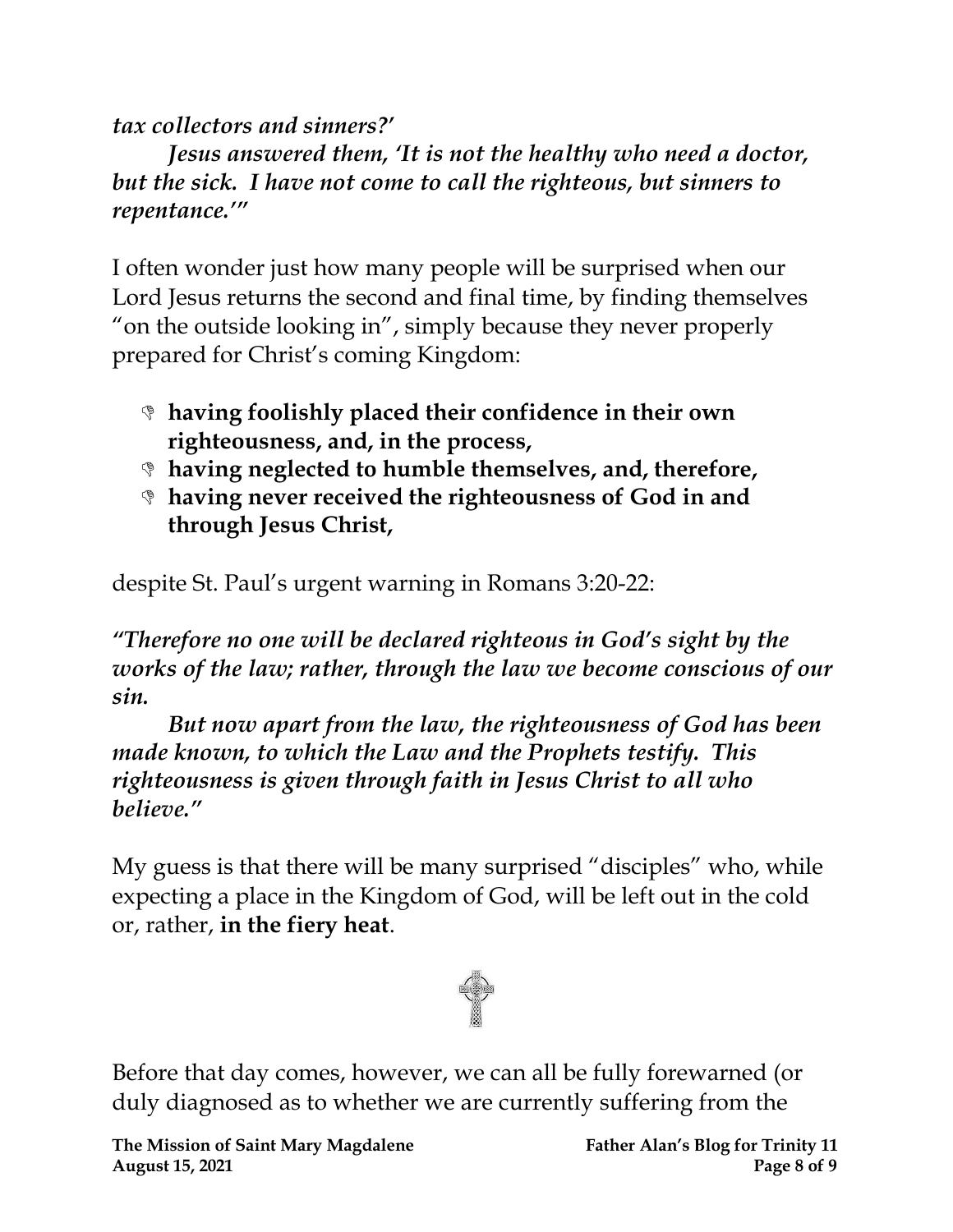*tax collectors and sinners?'*

*Jesus answered them, 'It is not the healthy who need a doctor, but the sick. I have not come to call the righteous, but sinners to repentance.'"*

I often wonder just how many people will be surprised when our Lord Jesus returns the second and final time, by finding themselves "on the outside looking in", simply because they never properly prepared for Christ's coming Kingdom:

- **having foolishly placed their confidence in their own righteousness, and, in the process,**
- **having neglected to humble themselves, and, therefore,**
- **having never received the righteousness of God in and through Jesus Christ,**

despite St. Paul's urgent warning in Romans 3:20-22:

*"Therefore no one will be declared righteous in God's sight by the works of the law; rather, through the law we become conscious of our sin.*

*But now apart from the law, the righteousness of God has been made known, to which the Law and the Prophets testify. This righteousness is given through faith in Jesus Christ to all who believe."*

My guess is that there will be many surprised "disciples" who, while expecting a place in the Kingdom of God, will be left out in the cold or, rather, **in the fiery heat**.

Before that day comes, however, we can all be fully forewarned (or duly diagnosed as to whether we are currently suffering from the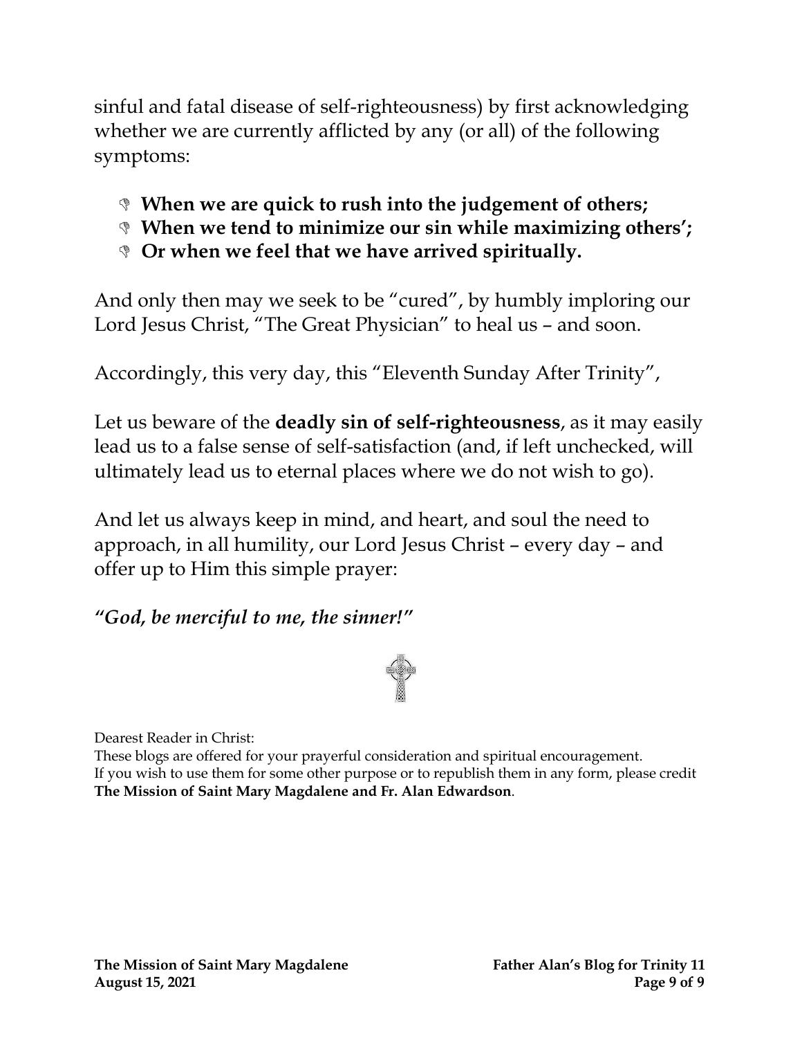sinful and fatal disease of self-righteousness) by first acknowledging whether we are currently afflicted by any (or all) of the following symptoms:

- **When we are quick to rush into the judgement of others;**
- **When we tend to minimize our sin while maximizing others';**
- **Or when we feel that we have arrived spiritually.**

And only then may we seek to be "cured", by humbly imploring our Lord Jesus Christ, "The Great Physician" to heal us – and soon.

Accordingly, this very day, this "Eleventh Sunday After Trinity",

Let us beware of the **deadly sin of self-righteousness**, as it may easily lead us to a false sense of self-satisfaction (and, if left unchecked, will ultimately lead us to eternal places where we do not wish to go).

And let us always keep in mind, and heart, and soul the need to approach, in all humility, our Lord Jesus Christ – every day – and offer up to Him this simple prayer:

***"God, be merciful to me, the sinner!"***

Dearest Reader in Christ:
These blogs are offered for your prayerful consideration and spiritual encouragement.
If you wish to use them for some other purpose or to republish them in any form, please credit **The Mission of Saint Mary Magdalene and Fr. Alan Edwardson**.